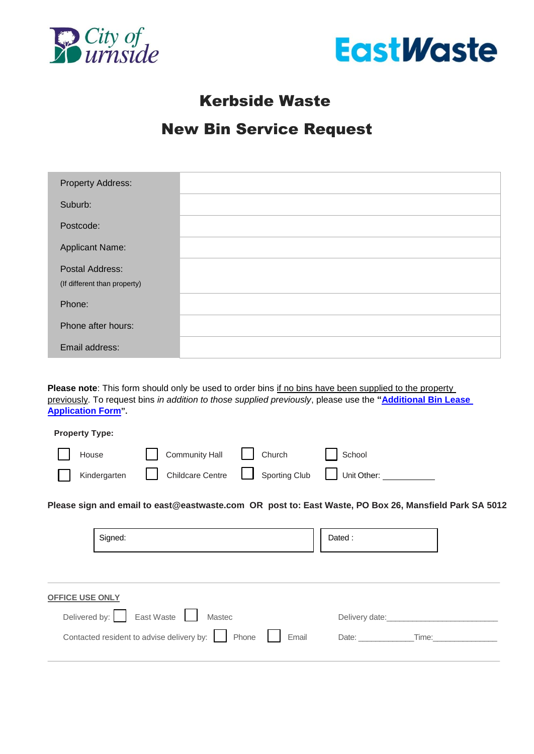City of Burnside

EastWaste

# Kerbside Waste

# New Bin Service Request

| Property Address: | |
|---|---|
| Suburb: | |
| Postcode: | |
| Applicant Name: | |
| Postal Address: (If different than property) | |
| Phone: | |
| Phone after hours: | |
| Email address: | |

**Please note**: This form should only be used to order bins if no bins have been supplied to the property previously. To request bins *in addition to those supplied previously*, please use the **"Additional Bin Lease Application Form"**.

**Property Type:**

☐ House ☐ Community Hall ☐ Church ☐ School

☐ Kindergarten ☐ Childcare Centre ☐ Sporting Club ☐ Unit Other: ___________

**Please sign and email to east@eastwaste.com OR post to: East Waste, PO Box 26, Mansfield Park SA 5012**

| Signed: | Dated : |
|---|---|

**OFFICE USE ONLY**

Delivered by: ☐ East Waste ☐ Mastec Delivery date:________________________

Contacted resident to advise delivery by: ☐ Phone ☐ Email Date: ___________Time:______________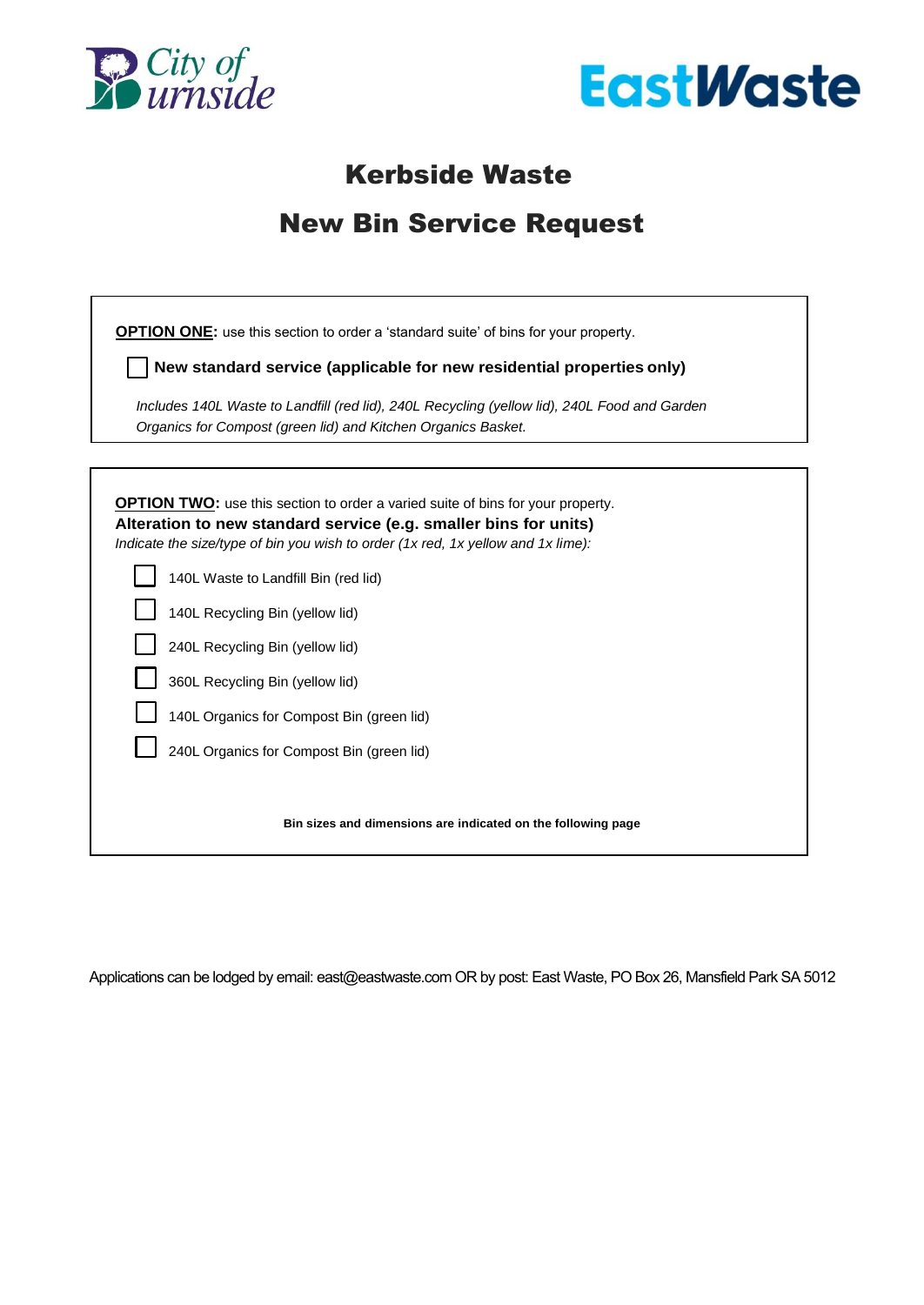# Kerbside Waste

# New Bin Service Request

**OPTION ONE:** use this section to order a 'standard suite' of bins for your property.

☐ **New standard service (applicable for new residential properties only)**

*Includes 140L Waste to Landfill (red lid), 240L Recycling (yellow lid), 240L Food and Garden Organics for Compost (green lid) and Kitchen Organics Basket.*

---

**OPTION TWO:** use this section to order a varied suite of bins for your property.

**Alteration to new standard service (e.g. smaller bins for units)**

*Indicate the size/type of bin you wish to order (1x red, 1x yellow and 1x lime):*

- ☐ 140L Waste to Landfill Bin (red lid)
- ☐ 140L Recycling Bin (yellow lid)
- ☐ 240L Recycling Bin (yellow lid)
- ☐ 360L Recycling Bin (yellow lid)
- ☐ 140L Organics for Compost Bin (green lid)
- ☐ 240L Organics for Compost Bin (green lid)

**Bin sizes and dimensions are indicated on the following page**

---

Applications can be lodged by email: east@eastwaste.com OR by post: East Waste, PO Box 26, Mansfield Park SA 5012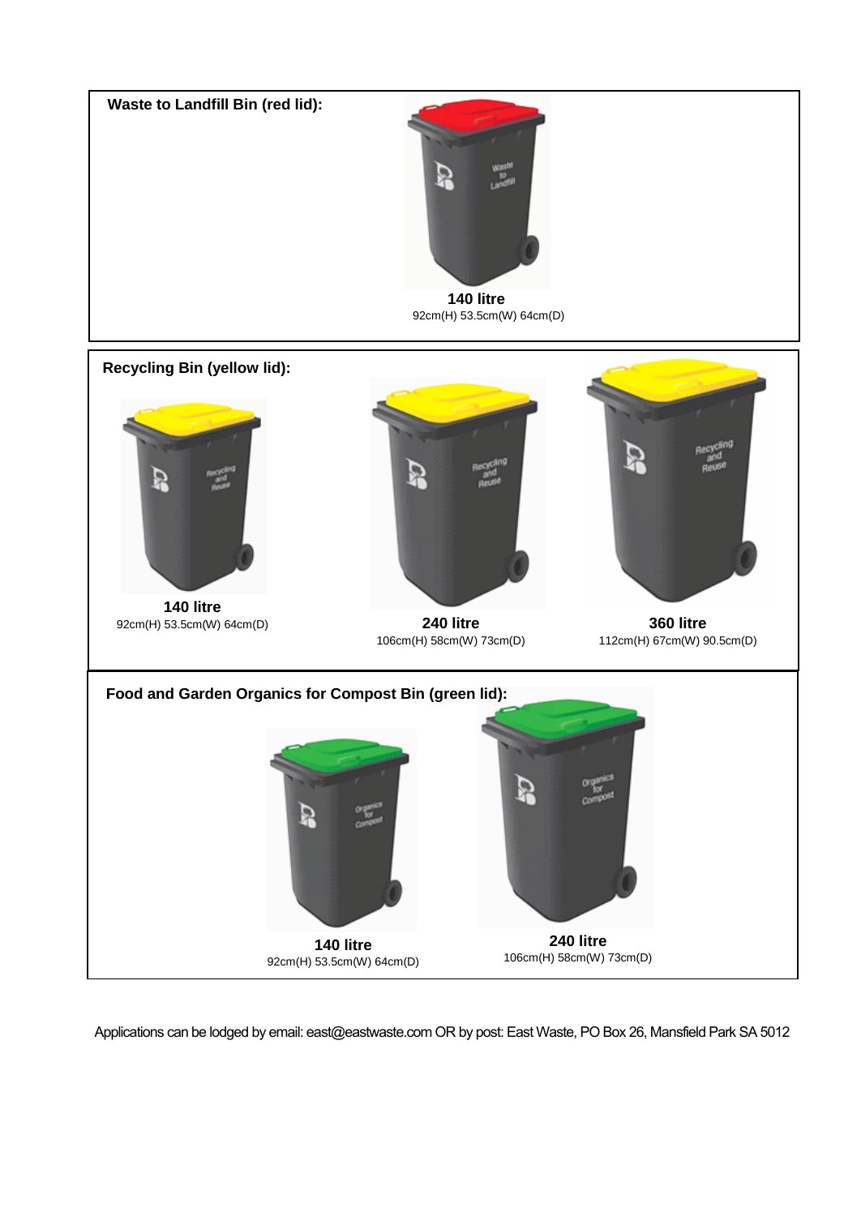**Waste to Landfill Bin (red lid):**

**140 litre**
92cm(H) 53.5cm(W) 64cm(D)

**Recycling Bin (yellow lid):**

**140 litre**
92cm(H) 53.5cm(W) 64cm(D)

**240 litre**
106cm(H) 58cm(W) 73cm(D)

**360 litre**
112cm(H) 67cm(W) 90.5cm(D)

**Food and Garden Organics for Compost Bin (green lid):**

**140 litre**
92cm(H) 53.5cm(W) 64cm(D)

**240 litre**
106cm(H) 58cm(W) 73cm(D)

Applications can be lodged by email: east@eastwaste.com OR by post: East Waste, PO Box 26, Mansfield Park SA 5012